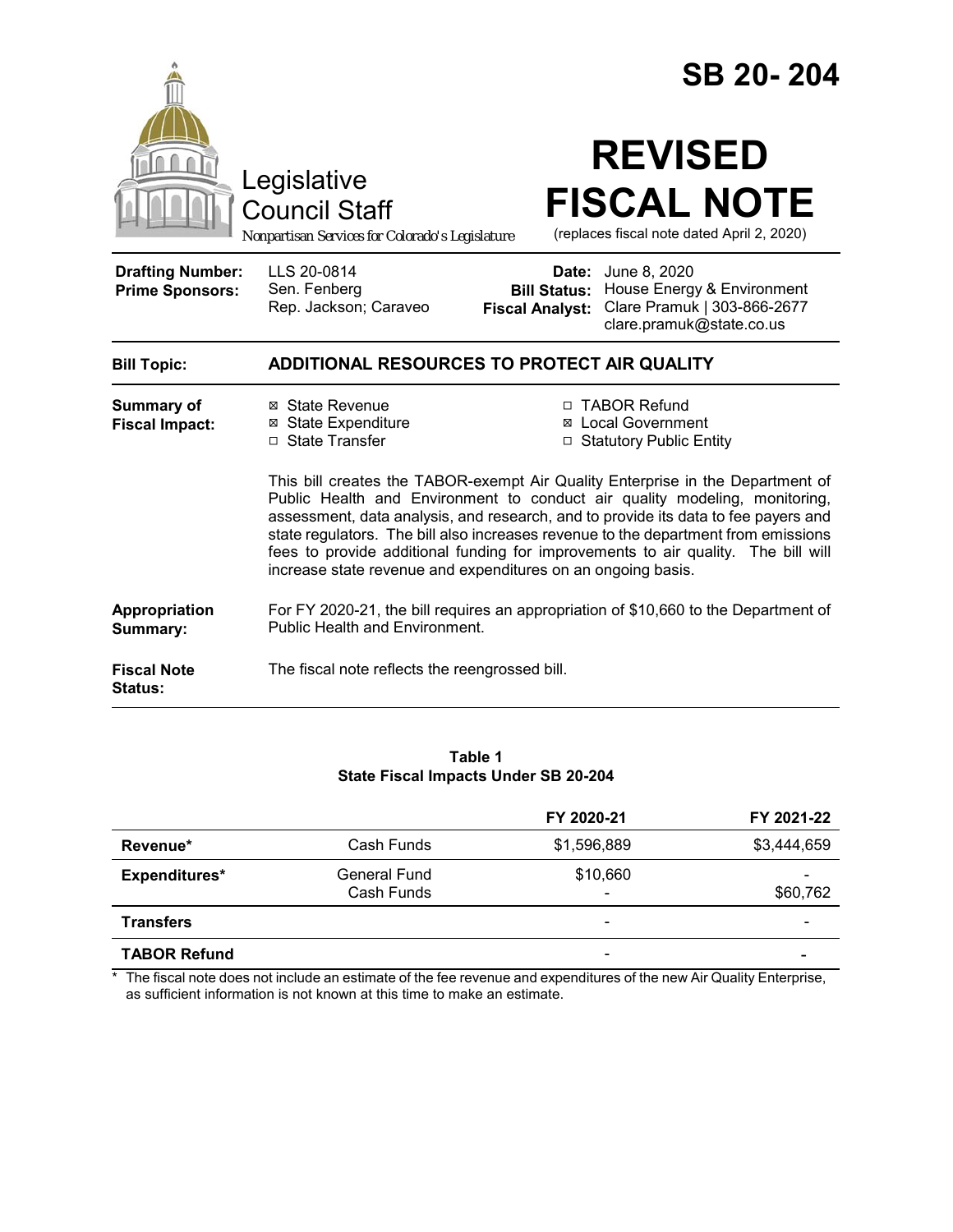# SB 20-204

Legislative Council Staff

*Nonpartisan Services for Colorado's Legislature*

# REVISED FISCAL NOTE

(replaces fiscal note dated April 2, 2020)

| | | | |
|---|---|---|---|
| **Drafting Number:** | LLS 20-0814 | **Date:** | June 8, 2020 |
| **Prime Sponsors:** | Sen. Fenberg<br>Rep. Jackson; Caraveo | **Bill Status:** | House Energy & Environment |
| | | **Fiscal Analyst:** | Clare Pramuk \| 303-866-2677<br>clare.pramuk@state.co.us |

**Bill Topic:** **ADDITIONAL RESOURCES TO PROTECT AIR QUALITY**

**Summary of Fiscal Impact:**

- ☒ State Revenue
- ☒ State Expenditure
- ☐ State Transfer
- ☐ TABOR Refund
- ☒ Local Government
- ☐ Statutory Public Entity

This bill creates the TABOR-exempt Air Quality Enterprise in the Department of Public Health and Environment to conduct air quality modeling, monitoring, assessment, data analysis, and research, and to provide its data to fee payers and state regulators. The bill also increases revenue to the department from emissions fees to provide additional funding for improvements to air quality. The bill will increase state revenue and expenditures on an ongoing basis.

**Appropriation Summary:** For FY 2020-21, the bill requires an appropriation of $10,660 to the Department of Public Health and Environment.

**Fiscal Note Status:** The fiscal note reflects the reengrossed bill.

**Table 1**
**State Fiscal Impacts Under SB 20-204**

| | | FY 2020-21 | FY 2021-22 |
|---|---|---|---|
| **Revenue*** | Cash Funds | $1,596,889 | $3,444,659 |
| **Expenditures*** | General Fund<br>Cash Funds | $10,660<br>- | -<br>$60,762 |
| **Transfers** | | - | - |
| **TABOR Refund** | | - | - |

\* The fiscal note does not include an estimate of the fee revenue and expenditures of the new Air Quality Enterprise, as sufficient information is not known at this time to make an estimate.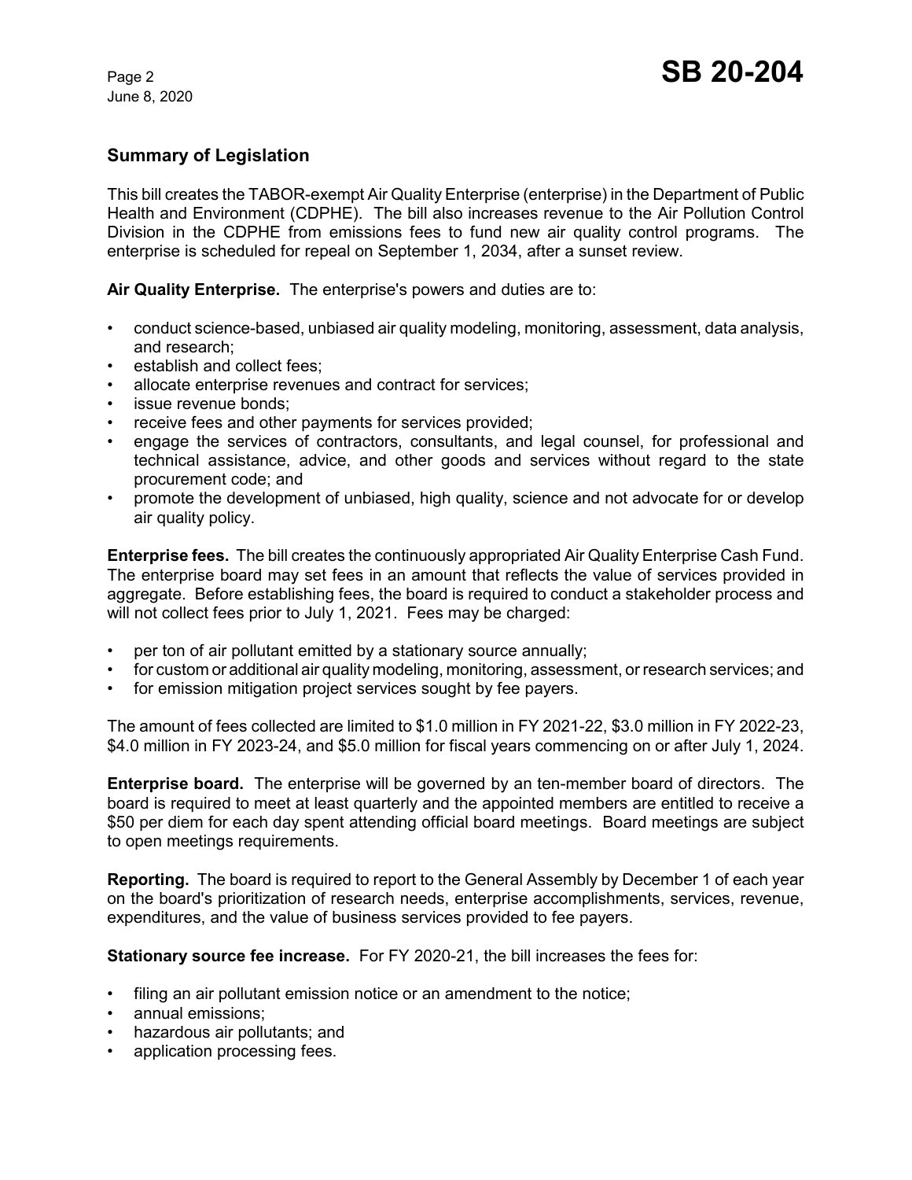## Summary of Legislation

This bill creates the TABOR-exempt Air Quality Enterprise (enterprise) in the Department of Public Health and Environment (CDPHE). The bill also increases revenue to the Air Pollution Control Division in the CDPHE from emissions fees to fund new air quality control programs. The enterprise is scheduled for repeal on September 1, 2034, after a sunset review.

**Air Quality Enterprise.** The enterprise's powers and duties are to:

- conduct science-based, unbiased air quality modeling, monitoring, assessment, data analysis, and research;
- establish and collect fees;
- allocate enterprise revenues and contract for services;
- issue revenue bonds;
- receive fees and other payments for services provided;
- engage the services of contractors, consultants, and legal counsel, for professional and technical assistance, advice, and other goods and services without regard to the state procurement code; and
- promote the development of unbiased, high quality, science and not advocate for or develop air quality policy.

**Enterprise fees.** The bill creates the continuously appropriated Air Quality Enterprise Cash Fund. The enterprise board may set fees in an amount that reflects the value of services provided in aggregate. Before establishing fees, the board is required to conduct a stakeholder process and will not collect fees prior to July 1, 2021. Fees may be charged:

- per ton of air pollutant emitted by a stationary source annually;
- for custom or additional air quality modeling, monitoring, assessment, or research services; and
- for emission mitigation project services sought by fee payers.

The amount of fees collected are limited to $1.0 million in FY 2021-22, $3.0 million in FY 2022-23, $4.0 million in FY 2023-24, and $5.0 million for fiscal years commencing on or after July 1, 2024.

**Enterprise board.** The enterprise will be governed by an ten-member board of directors. The board is required to meet at least quarterly and the appointed members are entitled to receive a $50 per diem for each day spent attending official board meetings. Board meetings are subject to open meetings requirements.

**Reporting.** The board is required to report to the General Assembly by December 1 of each year on the board's prioritization of research needs, enterprise accomplishments, services, revenue, expenditures, and the value of business services provided to fee payers.

**Stationary source fee increase.** For FY 2020-21, the bill increases the fees for:

- filing an air pollutant emission notice or an amendment to the notice;
- annual emissions;
- hazardous air pollutants; and
- application processing fees.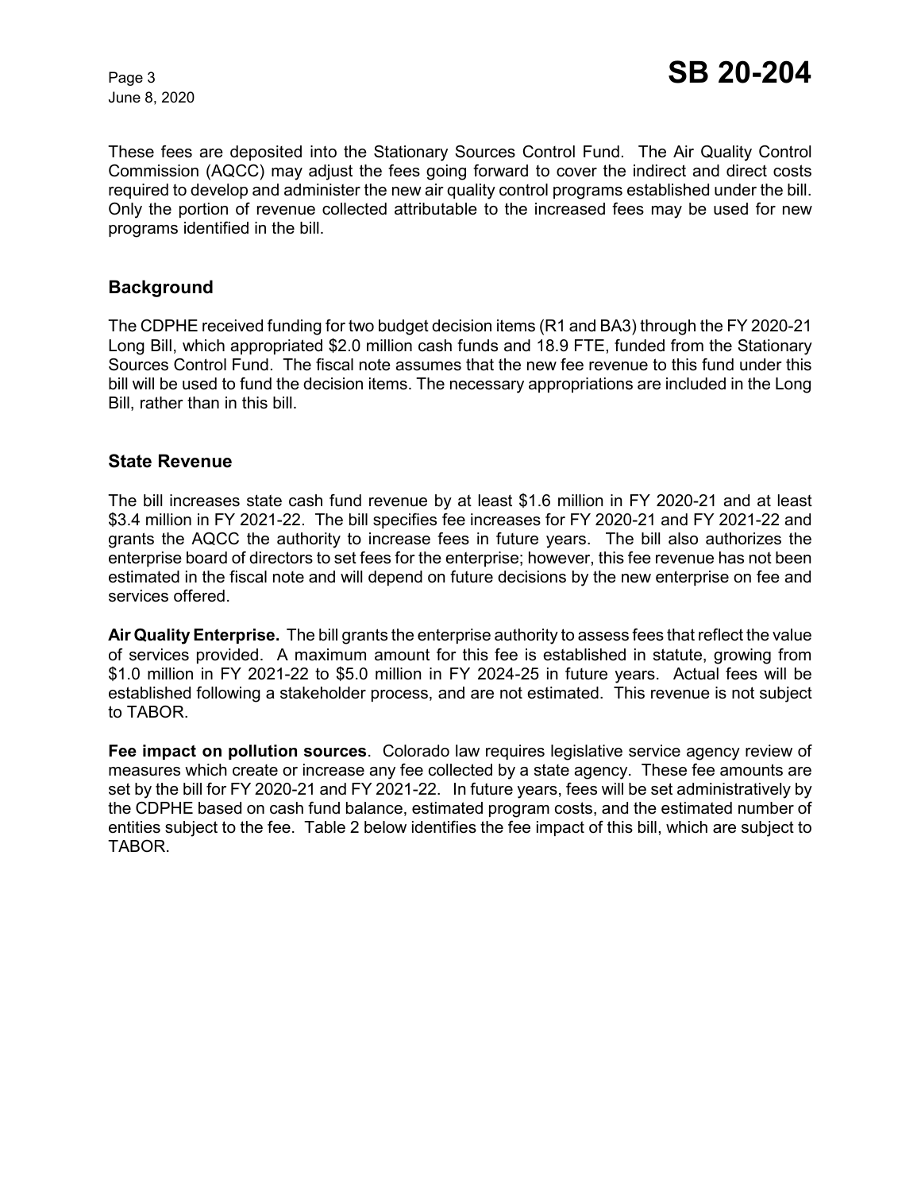These fees are deposited into the Stationary Sources Control Fund. The Air Quality Control Commission (AQCC) may adjust the fees going forward to cover the indirect and direct costs required to develop and administer the new air quality control programs established under the bill. Only the portion of revenue collected attributable to the increased fees may be used for new programs identified in the bill.

## Background

The CDPHE received funding for two budget decision items (R1 and BA3) through the FY 2020-21 Long Bill, which appropriated \$2.0 million cash funds and 18.9 FTE, funded from the Stationary Sources Control Fund. The fiscal note assumes that the new fee revenue to this fund under this bill will be used to fund the decision items. The necessary appropriations are included in the Long Bill, rather than in this bill.

## State Revenue

The bill increases state cash fund revenue by at least \$1.6 million in FY 2020-21 and at least \$3.4 million in FY 2021-22. The bill specifies fee increases for FY 2020-21 and FY 2021-22 and grants the AQCC the authority to increase fees in future years. The bill also authorizes the enterprise board of directors to set fees for the enterprise; however, this fee revenue has not been estimated in the fiscal note and will depend on future decisions by the new enterprise on fee and services offered.

**Air Quality Enterprise.** The bill grants the enterprise authority to assess fees that reflect the value of services provided. A maximum amount for this fee is established in statute, growing from \$1.0 million in FY 2021-22 to \$5.0 million in FY 2024-25 in future years. Actual fees will be established following a stakeholder process, and are not estimated. This revenue is not subject to TABOR.

**Fee impact on pollution sources**. Colorado law requires legislative service agency review of measures which create or increase any fee collected by a state agency. These fee amounts are set by the bill for FY 2020-21 and FY 2021-22. In future years, fees will be set administratively by the CDPHE based on cash fund balance, estimated program costs, and the estimated number of entities subject to the fee. Table 2 below identifies the fee impact of this bill, which are subject to TABOR.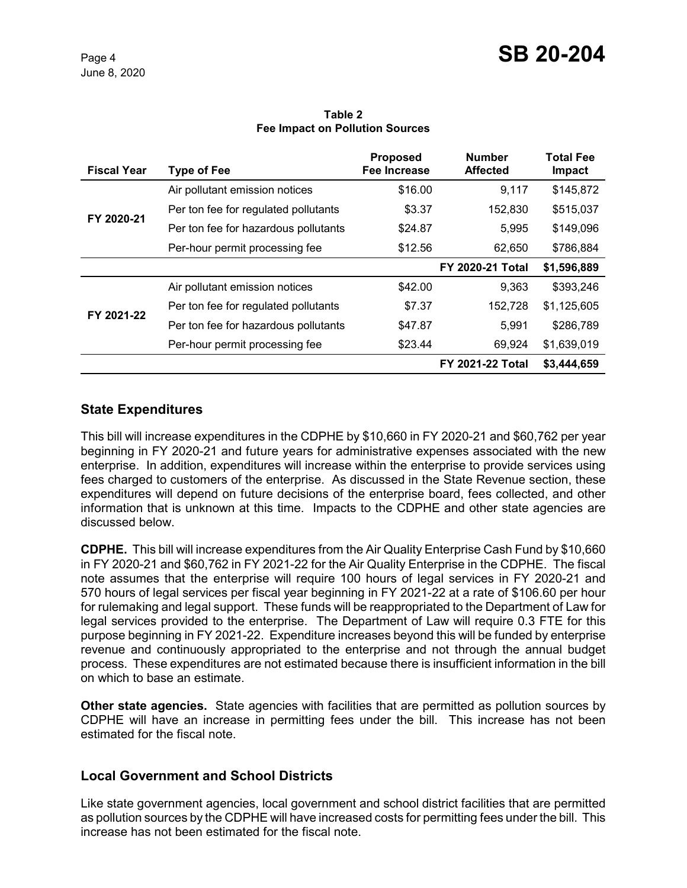**Table 2**
**Fee Impact on Pollution Sources**

| Fiscal Year | Type of Fee | Proposed Fee Increase | Number Affected | Total Fee Impact |
|---|---|---|---|---|
| FY 2020-21 | Air pollutant emission notices | $16.00 | 9,117 | $145,872 |
| | Per ton fee for regulated pollutants | $3.37 | 152,830 | $515,037 |
| | Per ton fee for hazardous pollutants | $24.87 | 5,995 | $149,096 |
| | Per-hour permit processing fee | $12.56 | 62,650 | $786,884 |
| | | | **FY 2020-21 Total** | **$1,596,889** |
| FY 2021-22 | Air pollutant emission notices | $42.00 | 9,363 | $393,246 |
| | Per ton fee for regulated pollutants | $7.37 | 152,728 | $1,125,605 |
| | Per ton fee for hazardous pollutants | $47.87 | 5,991 | $286,789 |
| | Per-hour permit processing fee | $23.44 | 69,924 | $1,639,019 |
| | | | **FY 2021-22 Total** | **$3,444,659** |

## State Expenditures

This bill will increase expenditures in the CDPHE by $10,660 in FY 2020-21 and $60,762 per year beginning in FY 2020-21 and future years for administrative expenses associated with the new enterprise. In addition, expenditures will increase within the enterprise to provide services using fees charged to customers of the enterprise. As discussed in the State Revenue section, these expenditures will depend on future decisions of the enterprise board, fees collected, and other information that is unknown at this time. Impacts to the CDPHE and other state agencies are discussed below.

**CDPHE.** This bill will increase expenditures from the Air Quality Enterprise Cash Fund by $10,660 in FY 2020-21 and $60,762 in FY 2021-22 for the Air Quality Enterprise in the CDPHE. The fiscal note assumes that the enterprise will require 100 hours of legal services in FY 2020-21 and 570 hours of legal services per fiscal year beginning in FY 2021-22 at a rate of $106.60 per hour for rulemaking and legal support. These funds will be reappropriated to the Department of Law for legal services provided to the enterprise. The Department of Law will require 0.3 FTE for this purpose beginning in FY 2021-22. Expenditure increases beyond this will be funded by enterprise revenue and continuously appropriated to the enterprise and not through the annual budget process. These expenditures are not estimated because there is insufficient information in the bill on which to base an estimate.

**Other state agencies.** State agencies with facilities that are permitted as pollution sources by CDPHE will have an increase in permitting fees under the bill. This increase has not been estimated for the fiscal note.

## Local Government and School Districts

Like state government agencies, local government and school district facilities that are permitted as pollution sources by the CDPHE will have increased costs for permitting fees under the bill. This increase has not been estimated for the fiscal note.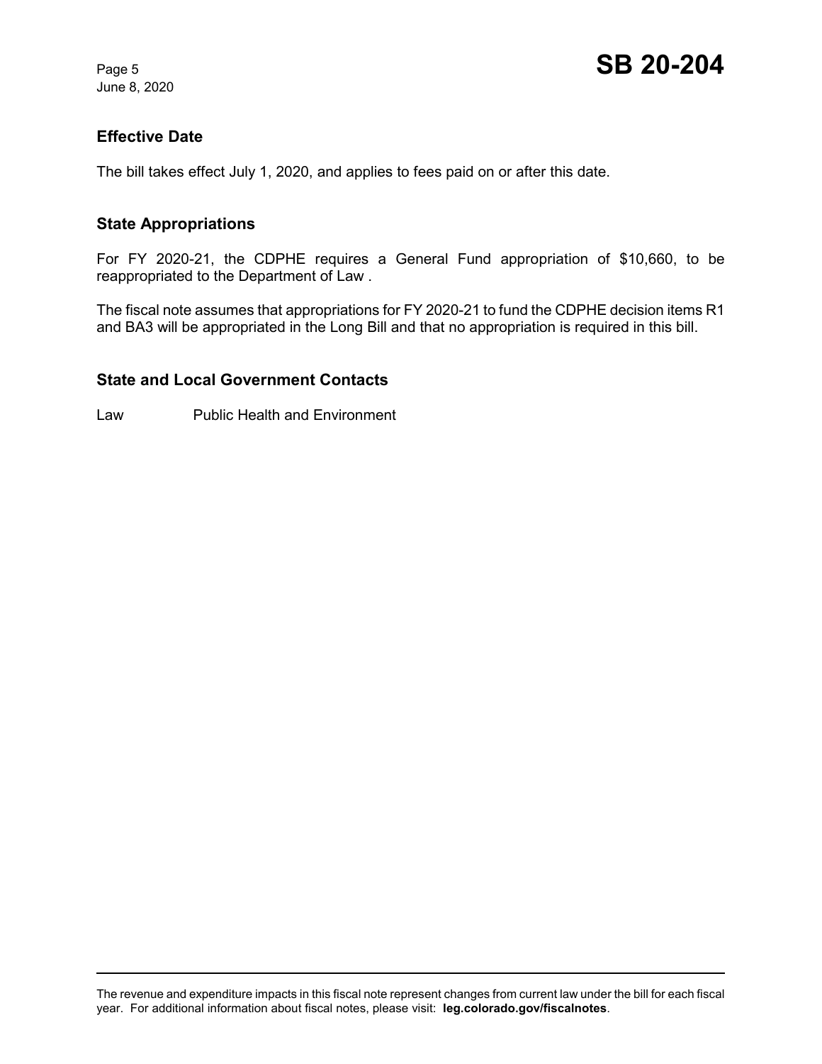## Effective Date

The bill takes effect July 1, 2020, and applies to fees paid on or after this date.

## State Appropriations

For FY 2020-21, the CDPHE requires a General Fund appropriation of $10,660, to be reappropriated to the Department of Law .

The fiscal note assumes that appropriations for FY 2020-21 to fund the CDPHE decision items R1 and BA3 will be appropriated in the Long Bill and that no appropriation is required in this bill.

## State and Local Government Contacts

Law Public Health and Environment

The revenue and expenditure impacts in this fiscal note represent changes from current law under the bill for each fiscal year. For additional information about fiscal notes, please visit: **leg.colorado.gov/fiscalnotes**.